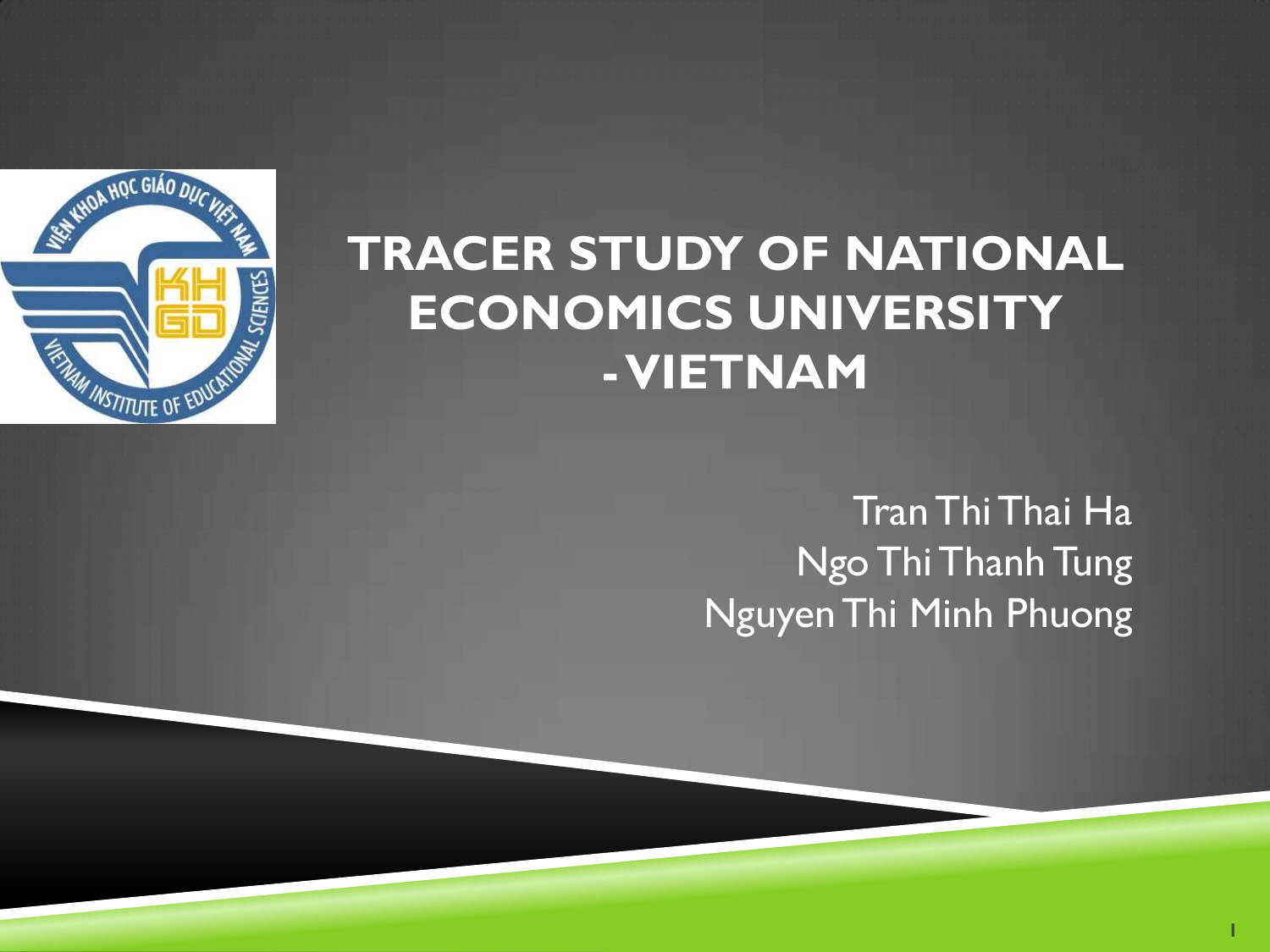# TRACER STUDY OF NATIONAL ECONOMICS UNIVERSITY - VIETNAM

Tran Thi Thai Ha
Ngo Thi Thanh Tung
Nguyen Thi Minh Phuong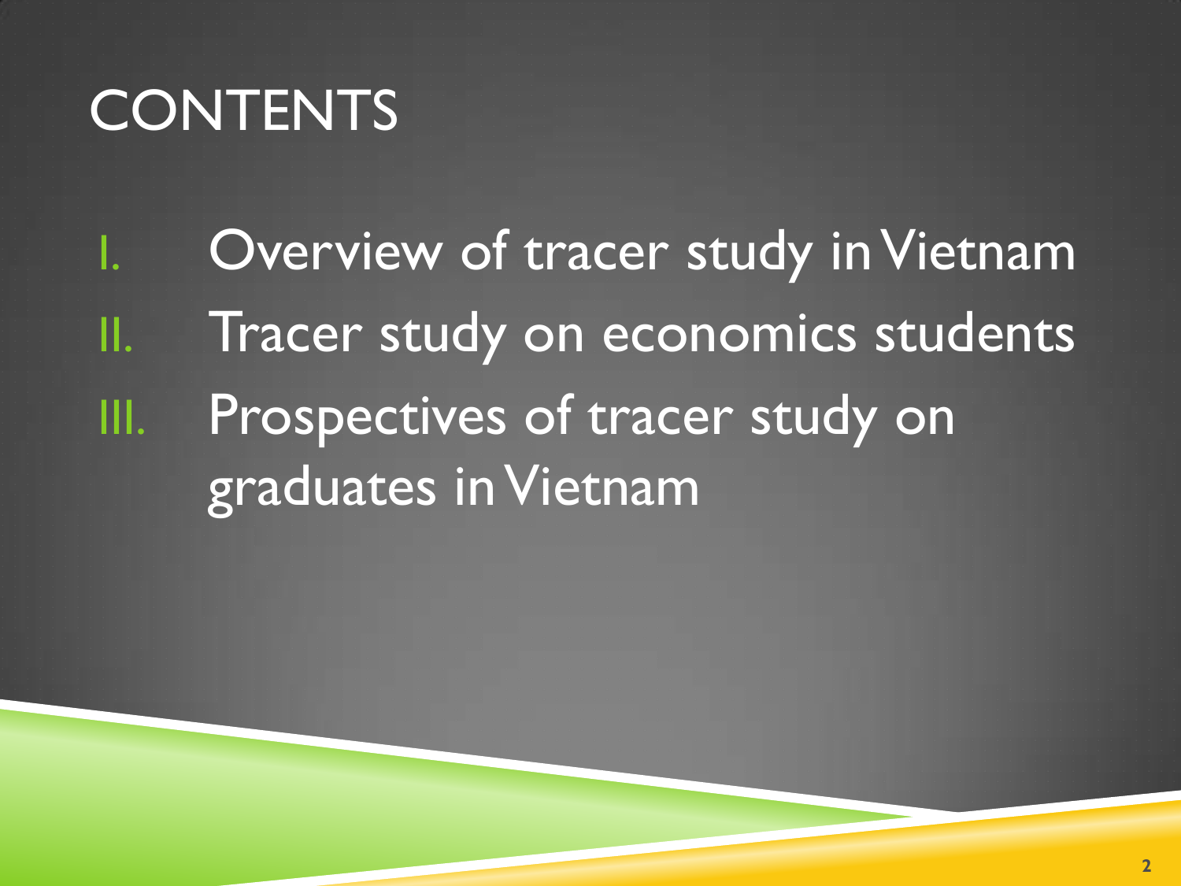# CONTENTS

I. Overview of tracer study in Vietnam
II. Tracer study on economics students
III. Prospectives of tracer study on graduates in Vietnam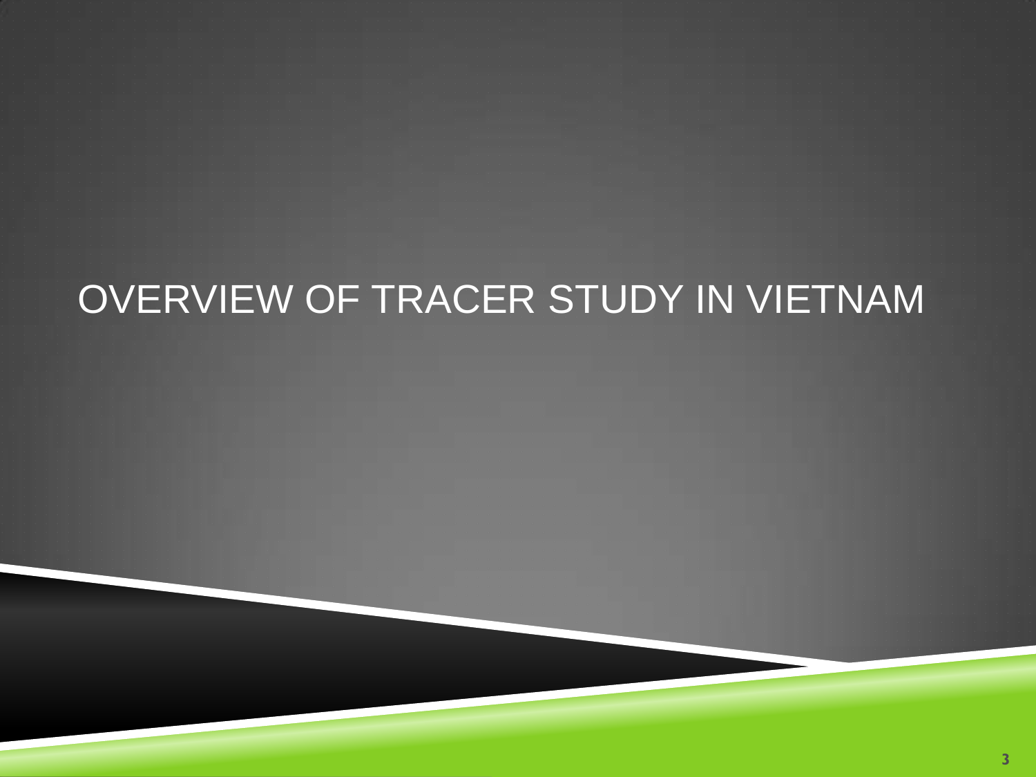# OVERVIEW OF TRACER STUDY IN VIETNAM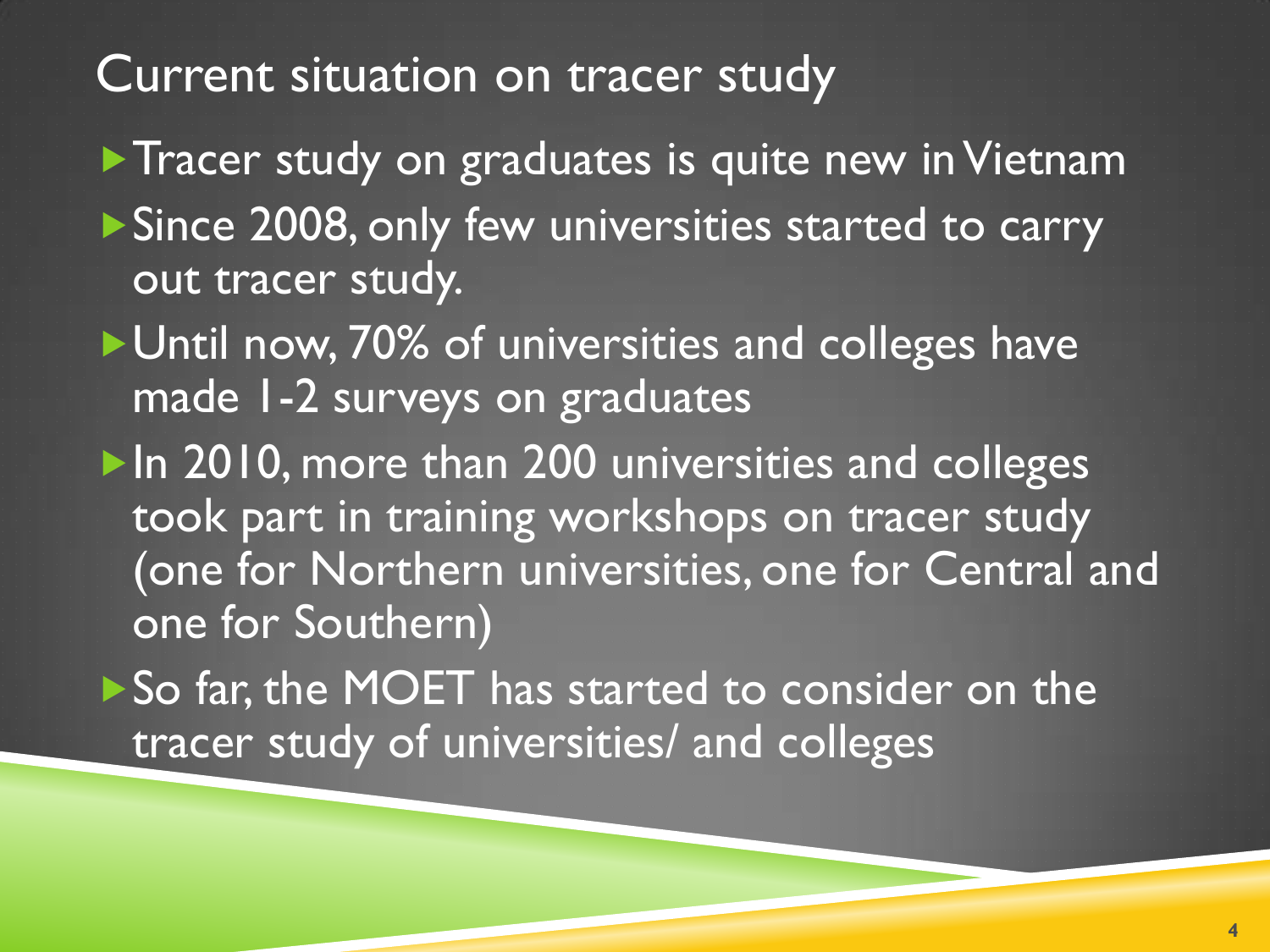# Current situation on tracer study

- Tracer study on graduates is quite new in Vietnam
- Since 2008, only few universities started to carry out tracer study.
- Until now, 70% of universities and colleges have made 1-2 surveys on graduates
- In 2010, more than 200 universities and colleges took part in training workshops on tracer study (one for Northern universities, one for Central and one for Southern)
- So far, the MOET has started to consider on the tracer study of universities/ and colleges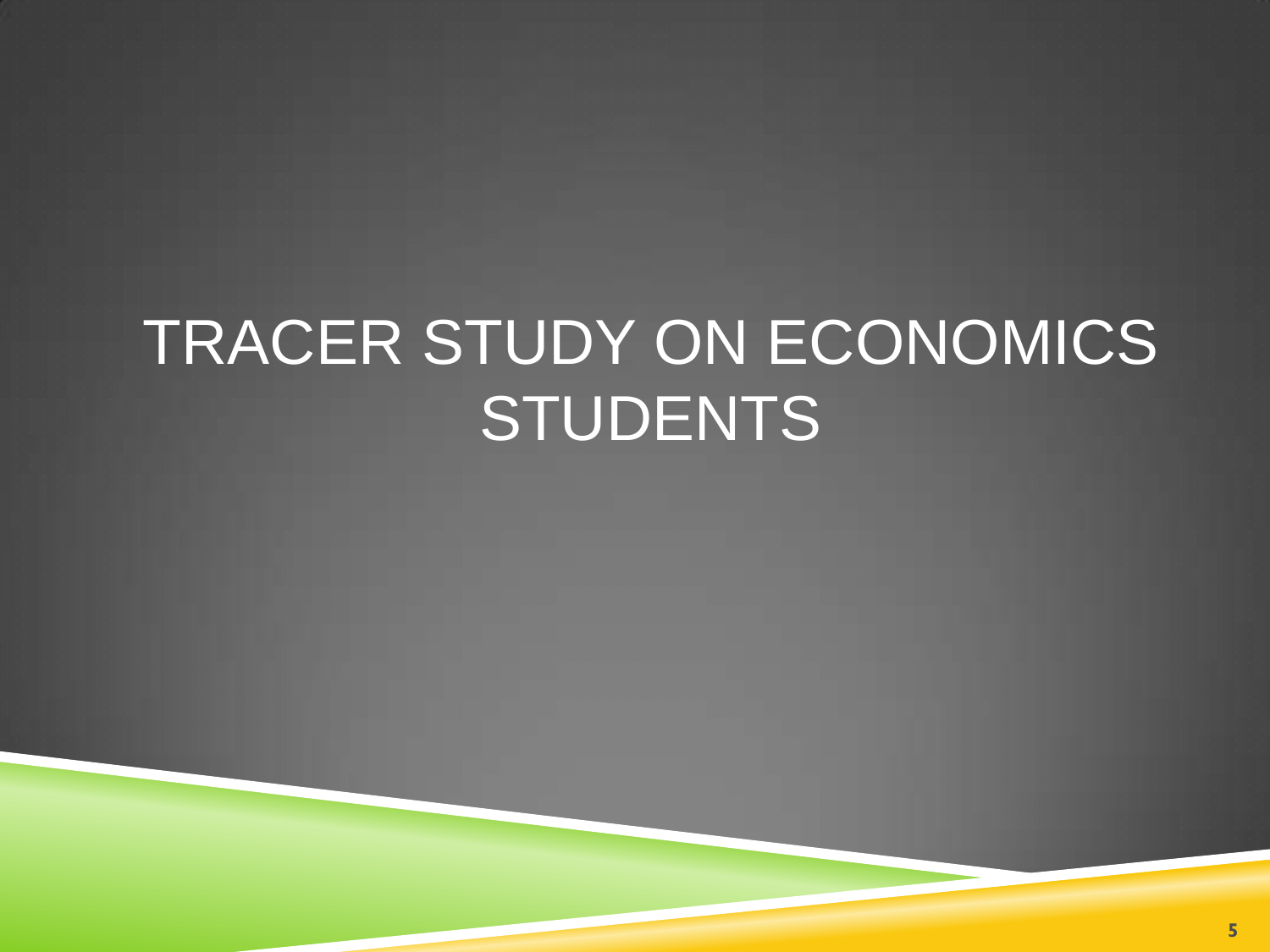# TRACER STUDY ON ECONOMICS STUDENTS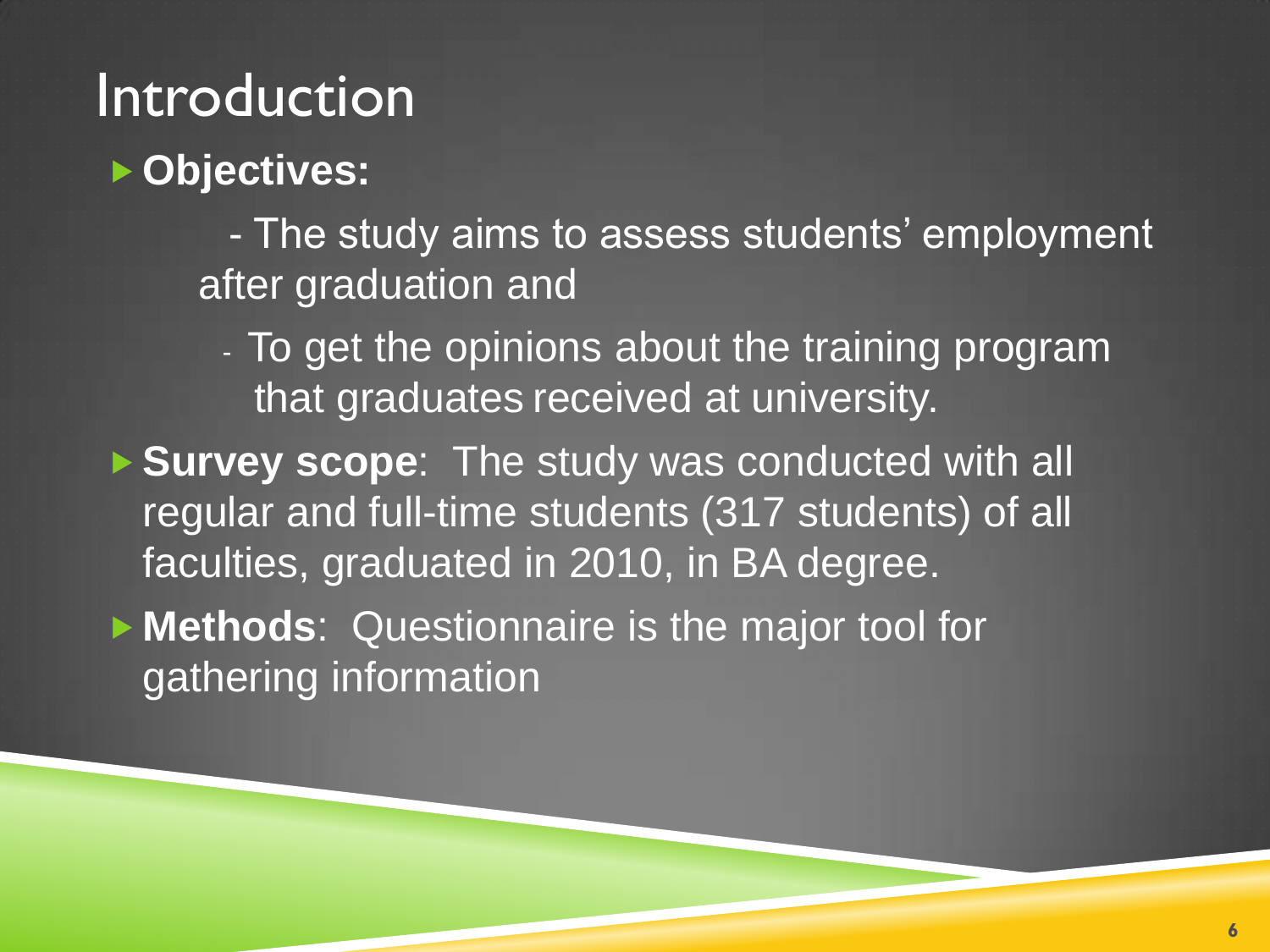# Introduction

- **Objectives:**

  - The study aims to assess students' employment after graduation and

  - To get the opinions about the training program that graduates received at university.

- **Survey scope**: The study was conducted with all regular and full-time students (317 students) of all faculties, graduated in 2010, in BA degree.

- **Methods**: Questionnaire is the major tool for gathering information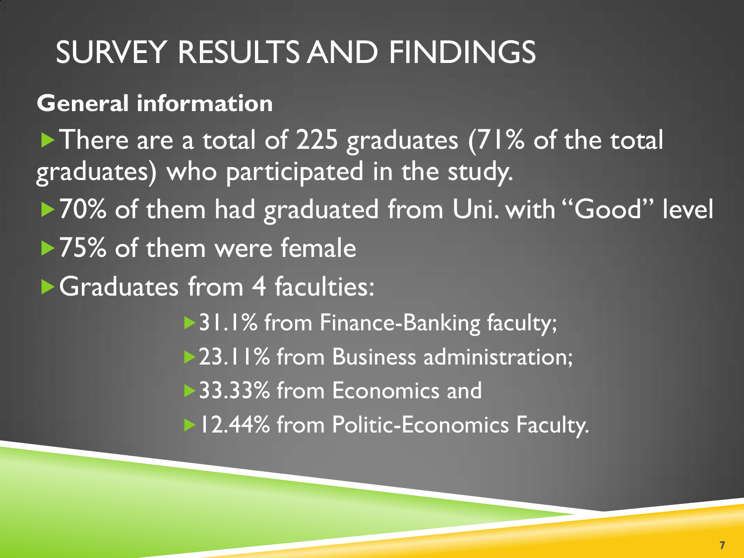# SURVEY RESULTS AND FINDINGS

**General information**

- There are a total of 225 graduates (71% of the total graduates) who participated in the study.
- 70% of them had graduated from Uni. with "Good" level
- 75% of them were female
- Graduates from 4 faculties:
  - 31.1% from Finance-Banking faculty;
  - 23.11% from Business administration;
  - 33.33% from Economics and
  - 12.44% from Politic-Economics Faculty.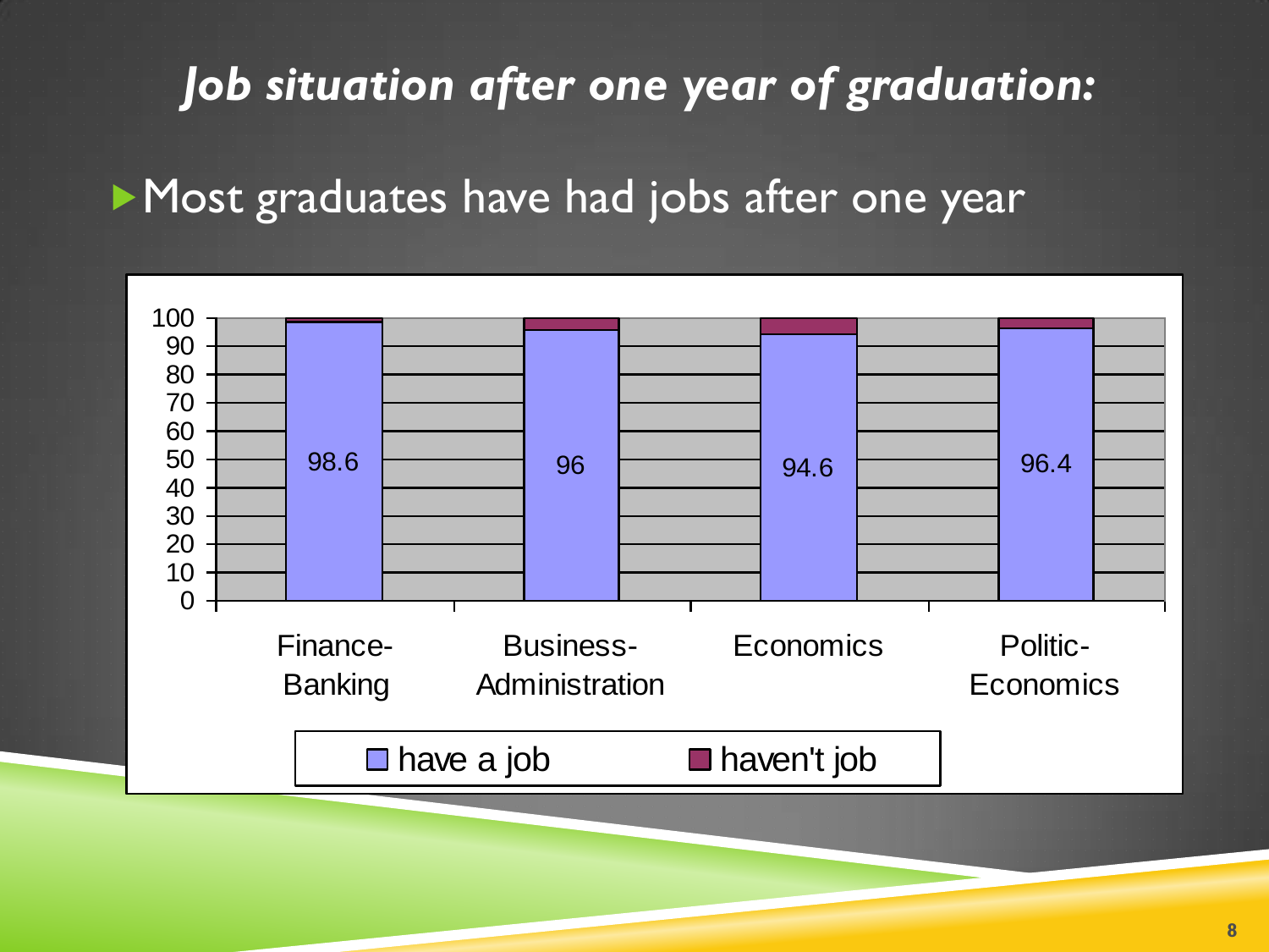# *Job situation after one year of graduation:*

- Most graduates have had jobs after one year

| | have a job | haven't job |
|---|---|---|
| Finance-Banking | 98.6 | |
| Business-Administration | 96 | |
| Economics | 94.6 | |
| Politic-Economics | 96.4 | |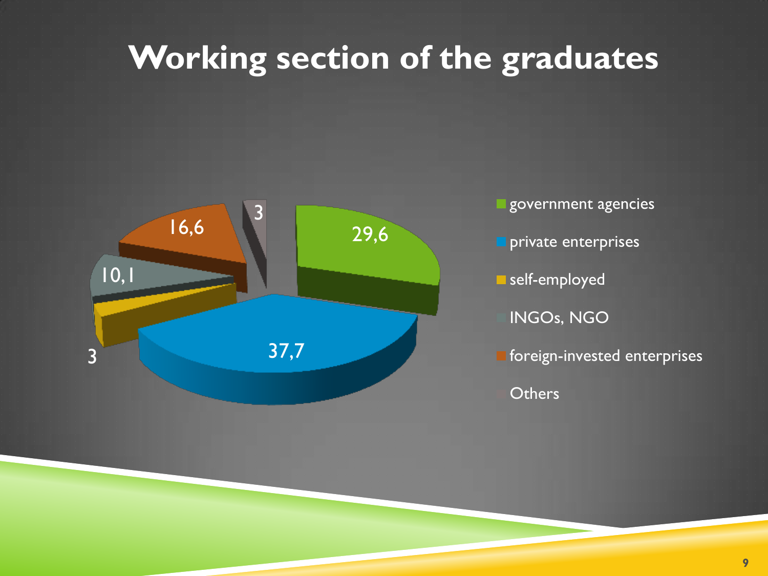# Working section of the graduates

| Sector | % |
|---|---|
| government agencies | 29,6 |
| private enterprises | 37,7 |
| self-employed | 3 |
| INGOs, NGO | 10,1 |
| foreign-invested enterprises | 16,6 |
| Others | 3 |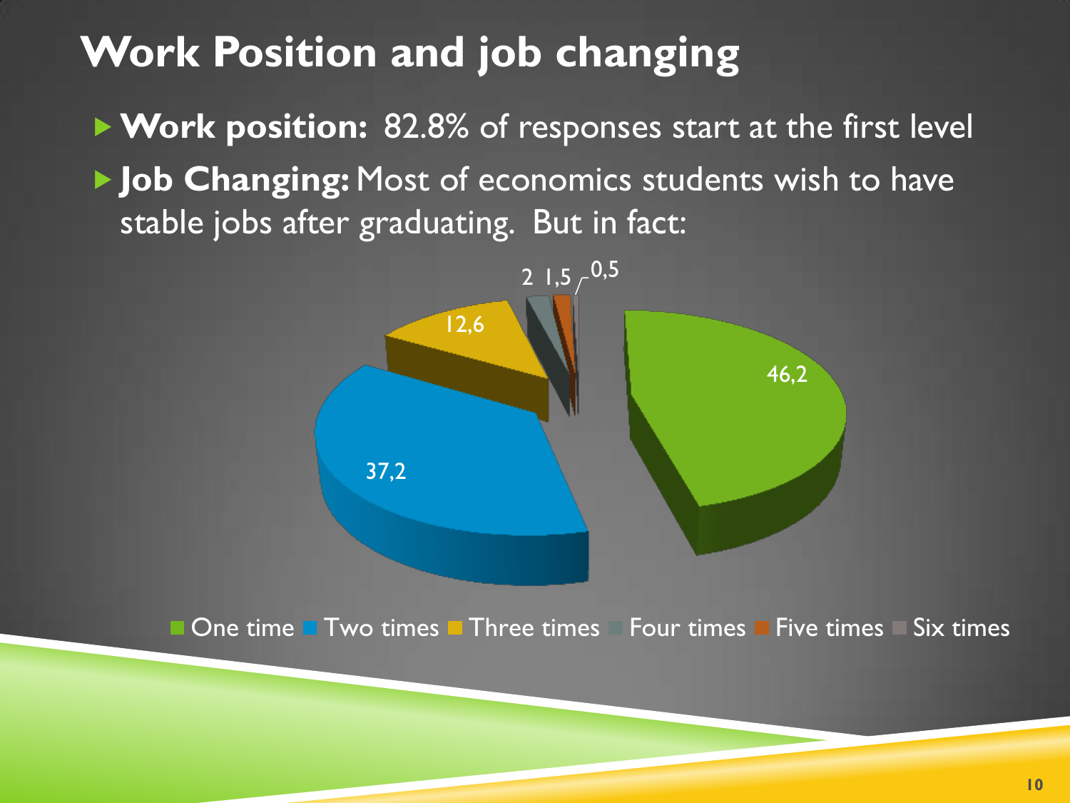# Work Position and job changing

- **Work position:** 82.8% of responses start at the first level
- **Job Changing:** Most of economics students wish to have stable jobs after graduating. But in fact:

| Job changes | % |
|---|---|
| One time | 46,2 |
| Two times | 37,2 |
| Three times | 12,6 |
| Four times | 2 |
| Five times | 1,5 |
| Six times | 0,5 |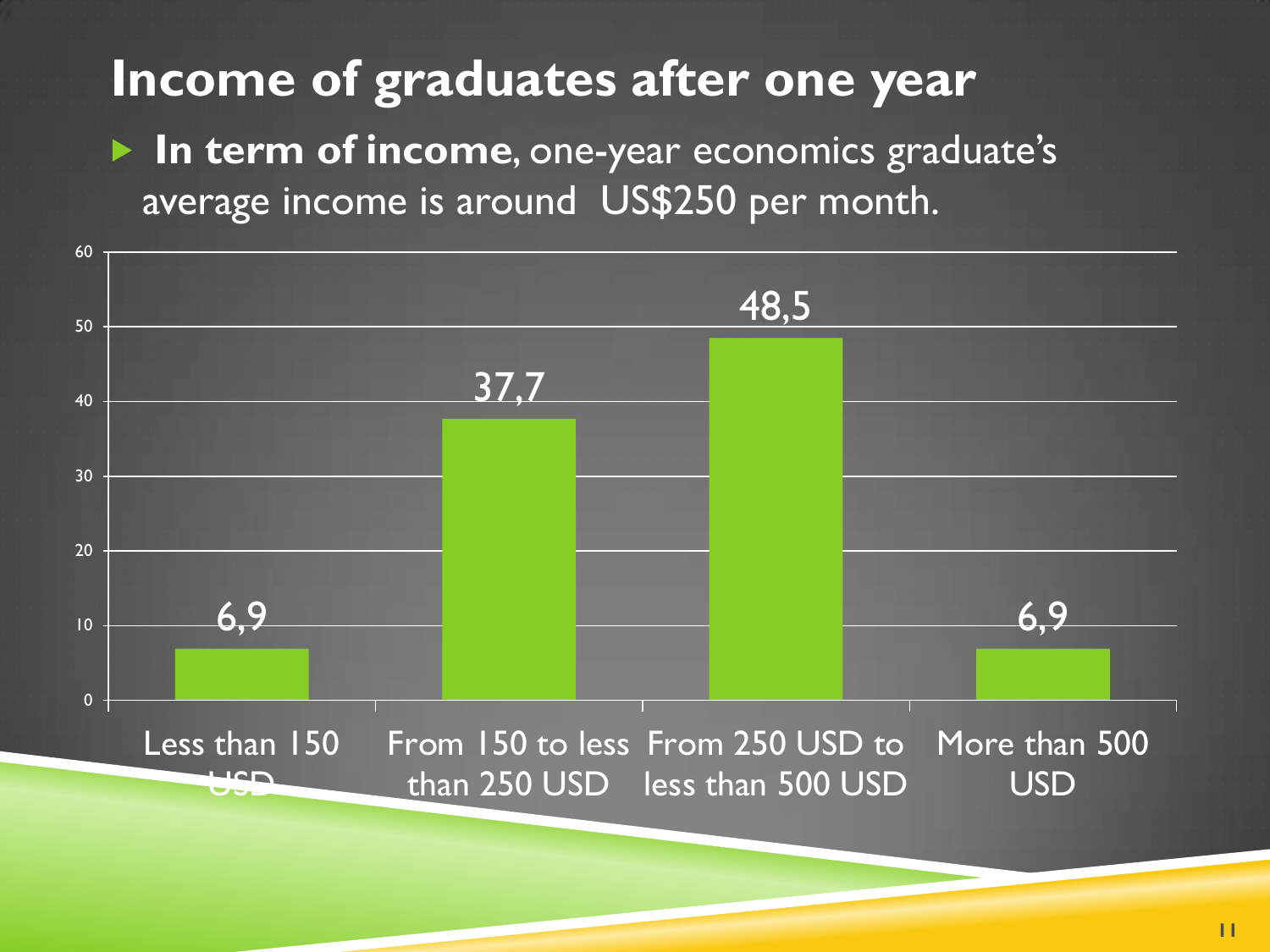# Income of graduates after one year

- **In term of income**, one-year economics graduate's average income is around US$250 per month.

| Income | Value |
| --- | --- |
| Less than 150 USD | 6,9 |
| From 150 to less than 250 USD | 37,7 |
| From 250 USD to less than 500 USD | 48,5 |
| More than 500 USD | 6,9 |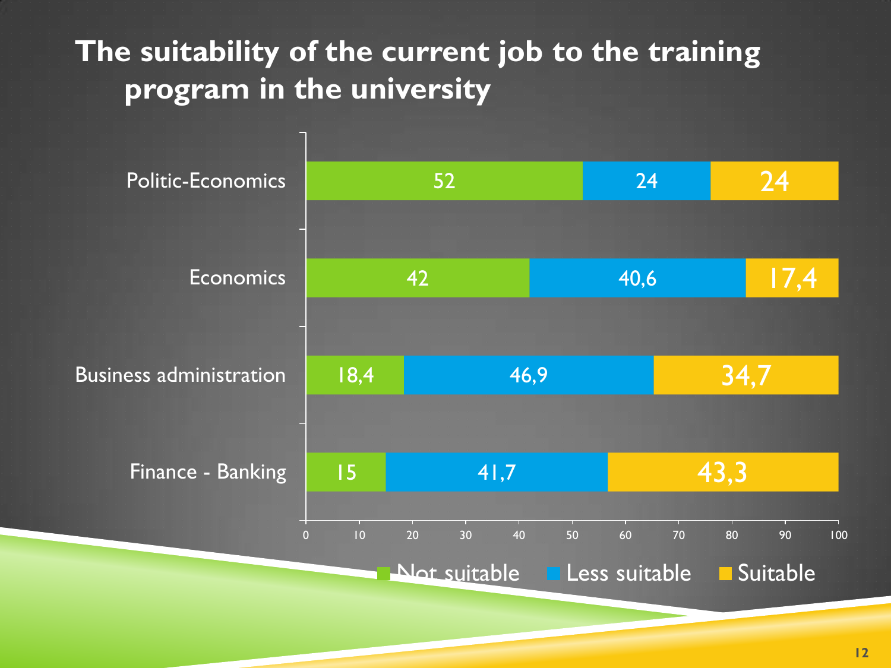# The suitability of the current job to the training program in the university

| | Not suitable | Less suitable | Suitable |
|---|---|---|---|
| Politic-Economics | 52 | 24 | 24 |
| Economics | 42 | 40,6 | 17,4 |
| Business administration | 18,4 | 46,9 | 34,7 |
| Finance - Banking | 15 | 41,7 | 43,3 |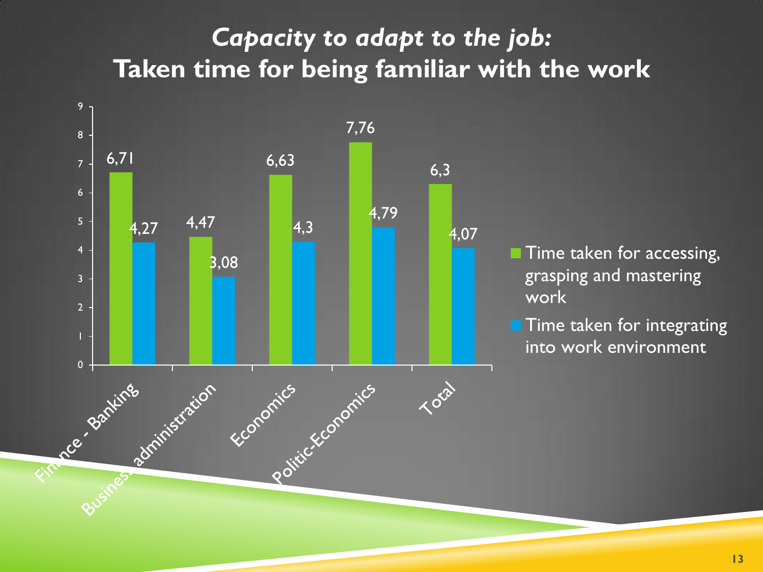# *Capacity to adapt to the job:*
# Taken time for being familiar with the work

| | Time taken for accessing, grasping and mastering work | Time taken for integrating into work environment |
|---|---|---|
| Finance - Banking | 6,71 | 4,27 |
| Business administration | 4,47 | 3,08 |
| Economics | 6,63 | 4,3 |
| Politic-Economics | 7,76 | 4,79 |
| Total | 6,3 | 4,07 |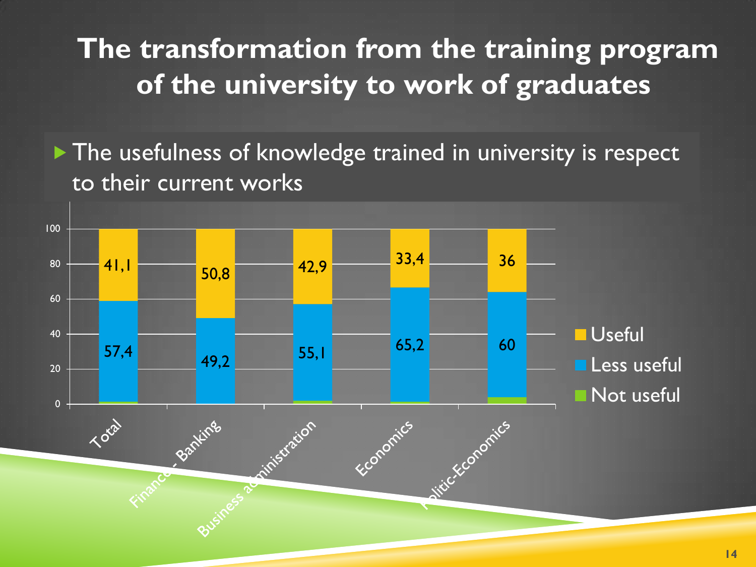# The transformation from the training program of the university to work of graduates

- The usefulness of knowledge trained in university is respect to their current works

| | Total | Finance - Banking | Business administration | Economics | Politic-Economics |
|---|---|---|---|---|---|
| Useful | 41,1 | 50,8 | 42,9 | 33,4 | 36 |
| Less useful | 57,4 | 49,2 | 55,1 | 65,2 | 60 |
| Not useful | | | | | |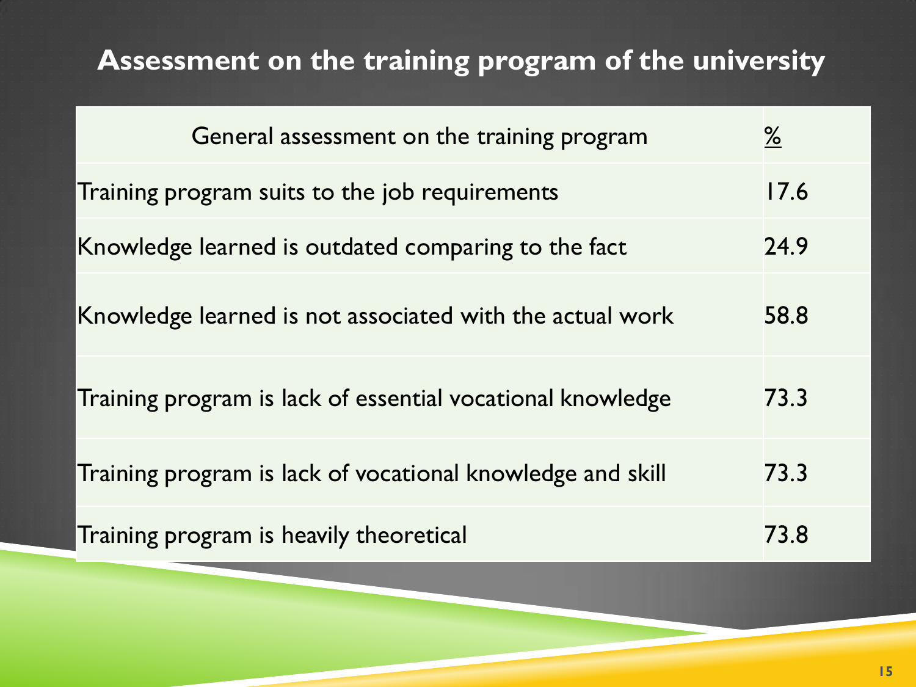## Assessment on the training program of the university

| General assessment on the training program | % |
| --- | --- |
| Training program suits to the job requirements | 17.6 |
| Knowledge learned is outdated comparing to the fact | 24.9 |
| Knowledge learned is not associated with the actual work | 58.8 |
| Training program is lack of essential vocational knowledge | 73.3 |
| Training program is lack of vocational knowledge and skill | 73.3 |
| Training program is heavily theoretical | 73.8 |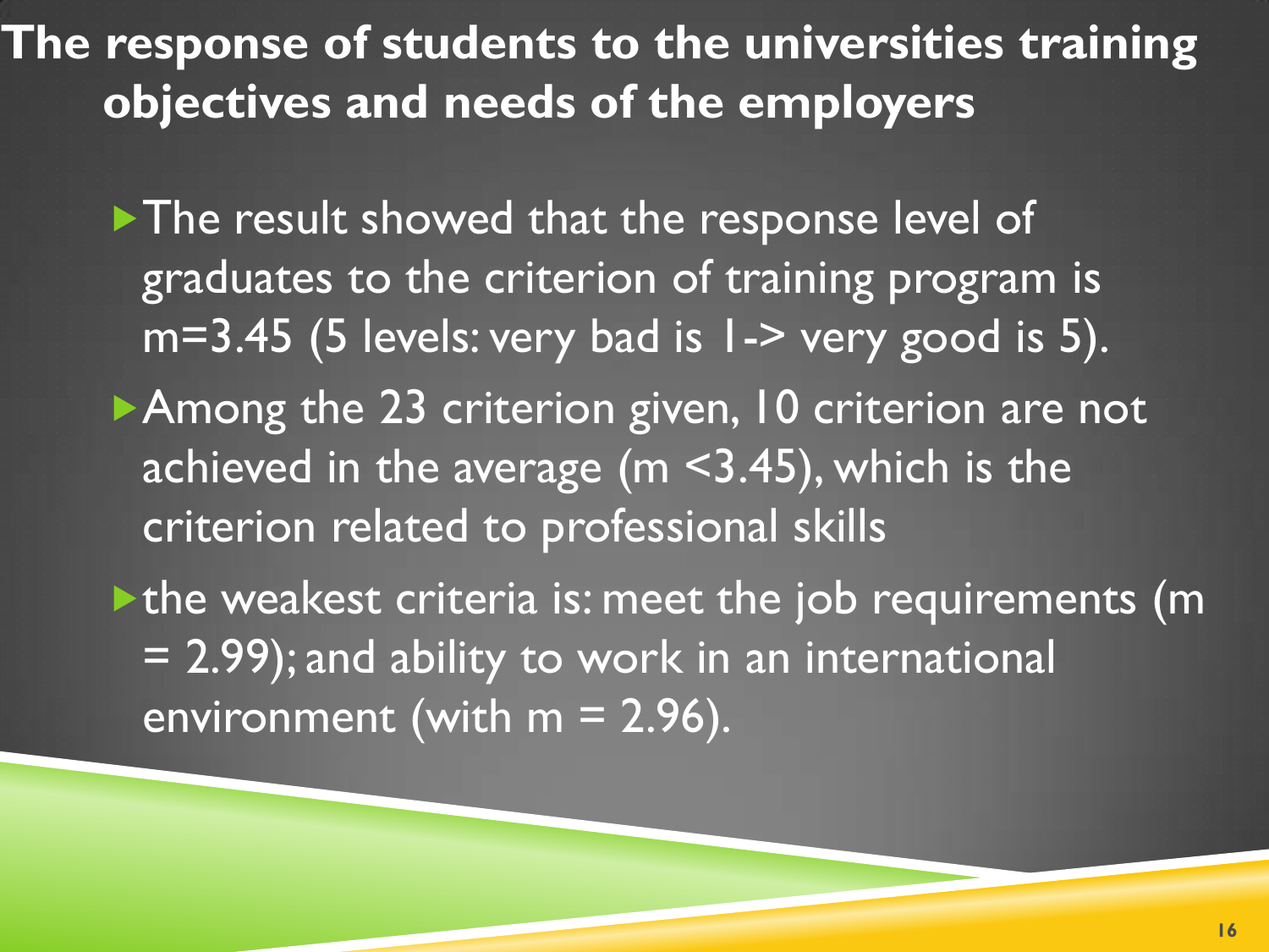# The response of students to the universities training objectives and needs of the employers

- The result showed that the response level of graduates to the criterion of training program is $m=3.45$ (5 levels: very bad is 1-> very good is 5).
- Among the 23 criterion given, 10 criterion are not achieved in the average ($m < 3.45$), which is the criterion related to professional skills
- the weakest criteria is: meet the job requirements ($m = 2.99$); and ability to work in an international environment (with $m = 2.96$).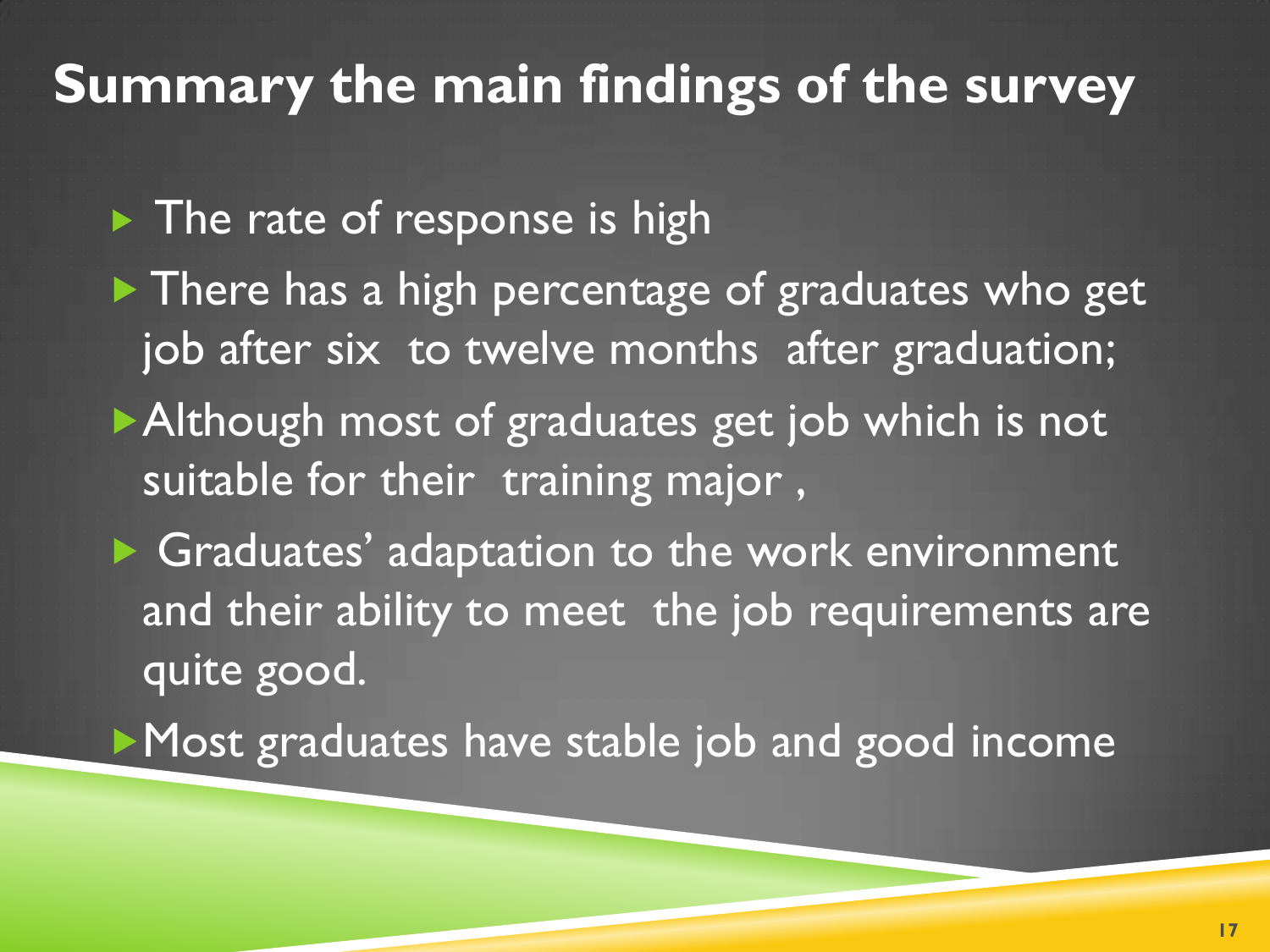# Summary the main findings of the survey

- The rate of response is high
- There has a high percentage of graduates who get job after six to twelve months after graduation;
- Although most of graduates get job which is not suitable for their training major ,
- Graduates' adaptation to the work environment and their ability to meet the job requirements are quite good.
- Most graduates have stable job and good income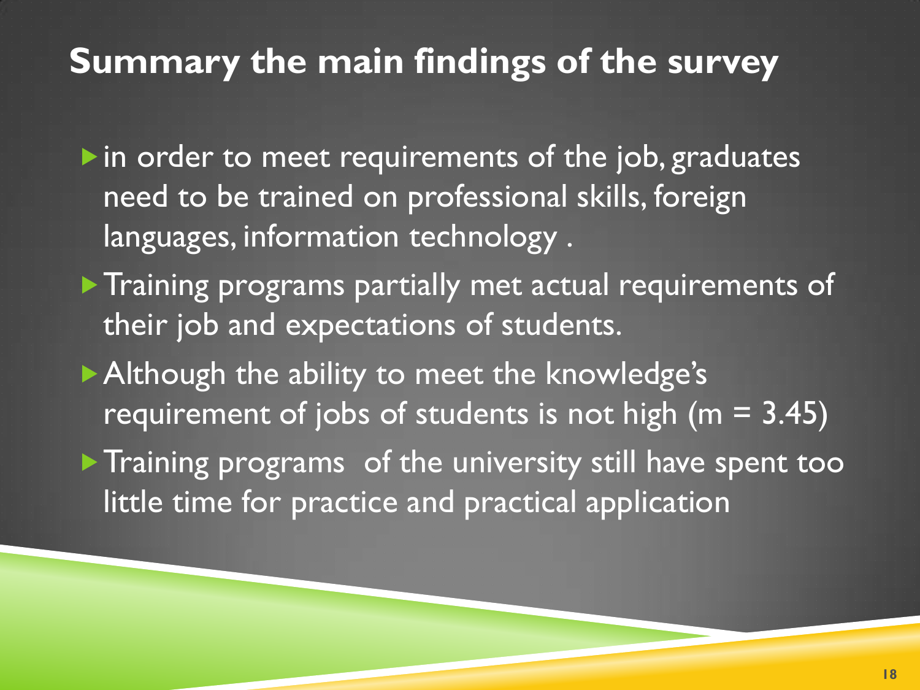## Summary the main findings of the survey

- in order to meet requirements of the job, graduates need to be trained on professional skills, foreign languages, information technology .
- Training programs partially met actual requirements of their job and expectations of students.
- Although the ability to meet the knowledge's requirement of jobs of students is not high (m = 3.45)
- Training programs  of the university still have spent too little time for practice and practical application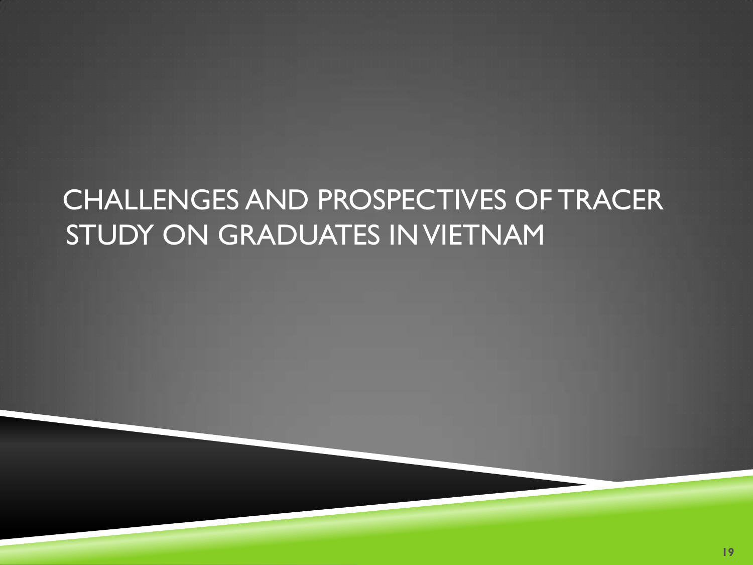# CHALLENGES AND PROSPECTIVES OF TRACER STUDY ON GRADUATES IN VIETNAM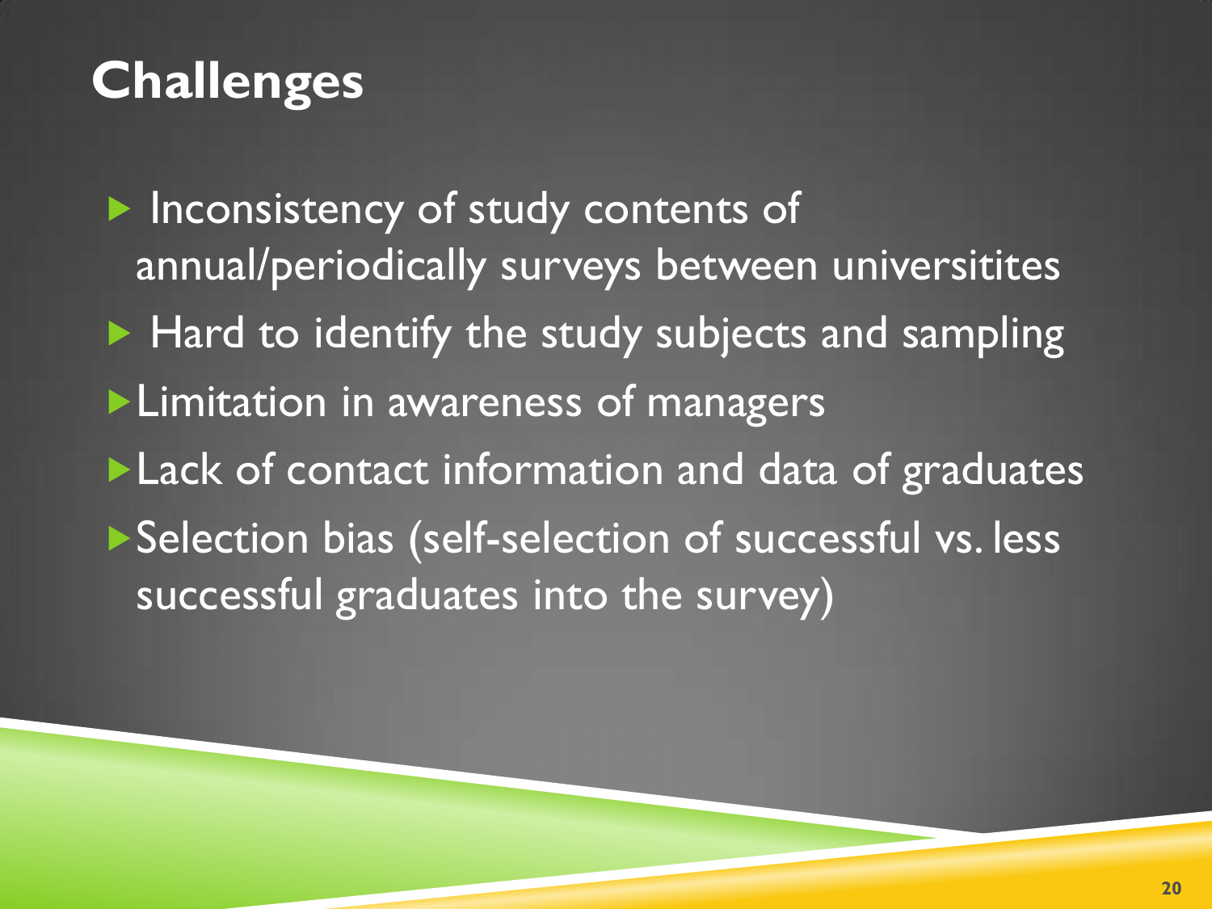# Challenges

- Inconsistency of study contents of annual/periodically surveys between universitites
- Hard to identify the study subjects and sampling
- Limitation in awareness of managers
- Lack of contact information and data of graduates
- Selection bias (self-selection of successful vs. less successful graduates into the survey)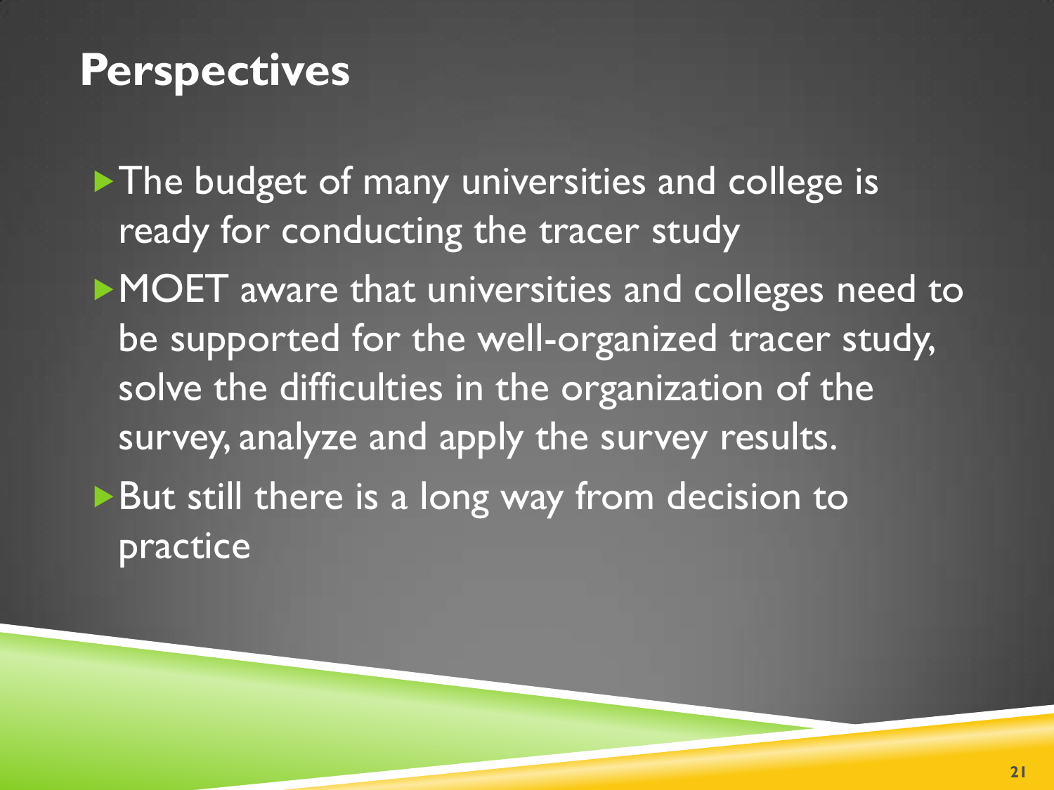# Perspectives

- The budget of many universities and college is ready for conducting the tracer study
- MOET aware that universities and colleges need to be supported for the well-organized tracer study, solve the difficulties in the organization of the survey, analyze and apply the survey results.
- But still there is a long way from decision to practice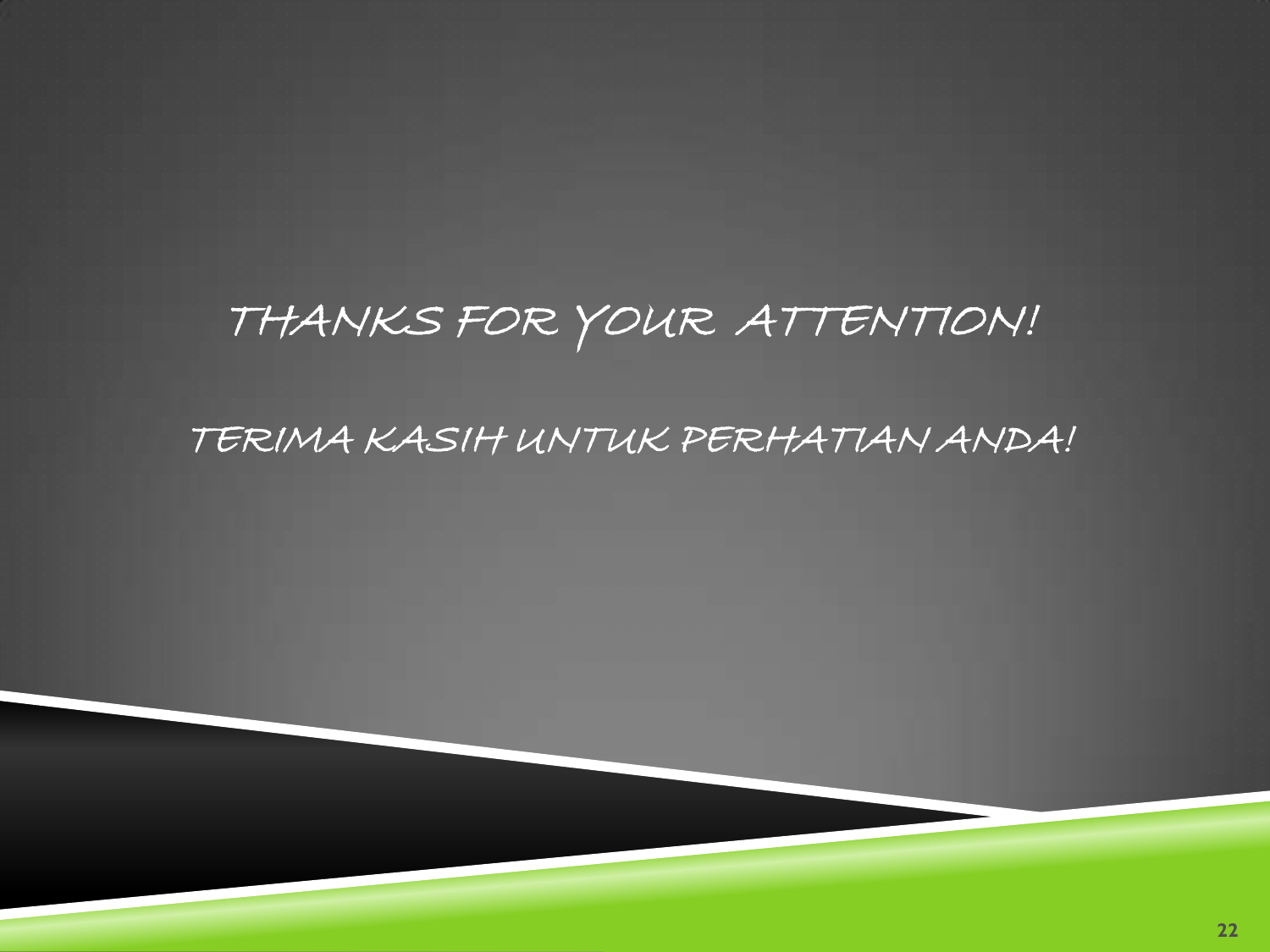THANKS FOR YOUR ATTENTION!

TERIMA KASIH UNTUK PERHATIAN ANDA!